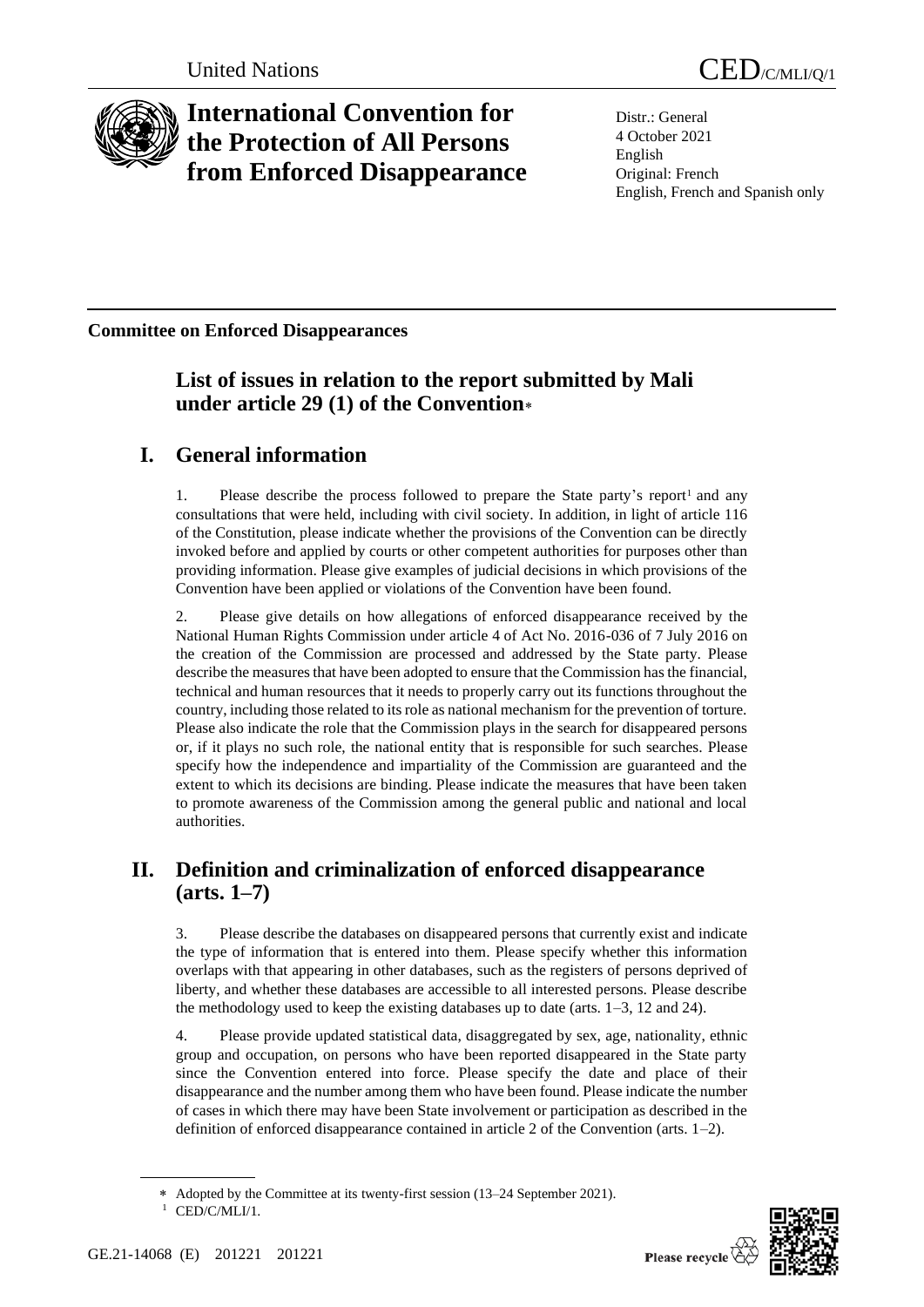United Nations

CED/C/MLI/Q/1

# International Convention for the Protection of All Persons from Enforced Disappearance

Distr.: General
4 October 2021
English
Original: French
English, French and Spanish only

**Committee on Enforced Disappearances**

## List of issues in relation to the report submitted by Mali under article 29 (1) of the Convention*

## I. General information

1. Please describe the process followed to prepare the State party's report[1] and any consultations that were held, including with civil society. In addition, in light of article 116 of the Constitution, please indicate whether the provisions of the Convention can be directly invoked before and applied by courts or other competent authorities for purposes other than providing information. Please give examples of judicial decisions in which provisions of the Convention have been applied or violations of the Convention have been found.

2. Please give details on how allegations of enforced disappearance received by the National Human Rights Commission under article 4 of Act No. 2016-036 of 7 July 2016 on the creation of the Commission are processed and addressed by the State party. Please describe the measures that have been adopted to ensure that the Commission has the financial, technical and human resources that it needs to properly carry out its functions throughout the country, including those related to its role as national mechanism for the prevention of torture. Please also indicate the role that the Commission plays in the search for disappeared persons or, if it plays no such role, the national entity that is responsible for such searches. Please specify how the independence and impartiality of the Commission are guaranteed and the extent to which its decisions are binding. Please indicate the measures that have been taken to promote awareness of the Commission among the general public and national and local authorities.

## II. Definition and criminalization of enforced disappearance (arts. 1–7)

3. Please describe the databases on disappeared persons that currently exist and indicate the type of information that is entered into them. Please specify whether this information overlaps with that appearing in other databases, such as the registers of persons deprived of liberty, and whether these databases are accessible to all interested persons. Please describe the methodology used to keep the existing databases up to date (arts. 1–3, 12 and 24).

4. Please provide updated statistical data, disaggregated by sex, age, nationality, ethnic group and occupation, on persons who have been reported disappeared in the State party since the Convention entered into force. Please specify the date and place of their disappearance and the number among them who have been found. Please indicate the number of cases in which there may have been State involvement or participation as described in the definition of enforced disappearance contained in article 2 of the Convention (arts. 1–2).

\* Adopted by the Committee at its twenty-first session (13–24 September 2021).

[1] CED/C/MLI/1.

GE.21-14068 (E) 201221 201221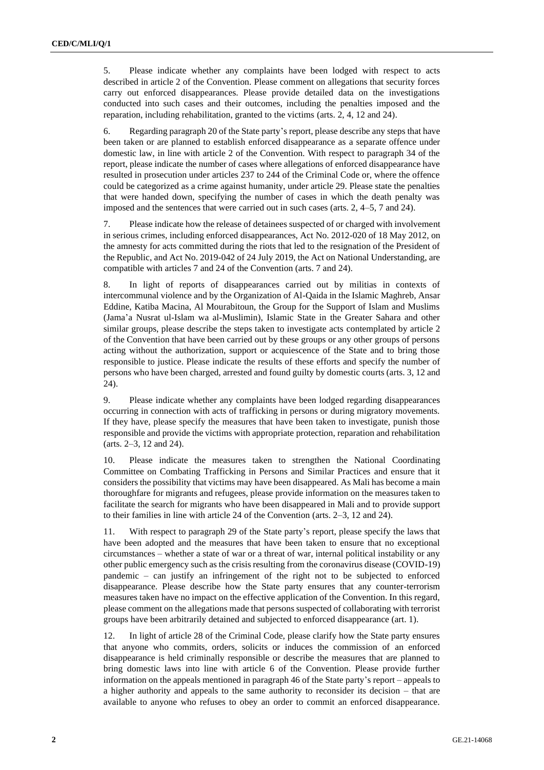5. Please indicate whether any complaints have been lodged with respect to acts described in article 2 of the Convention. Please comment on allegations that security forces carry out enforced disappearances. Please provide detailed data on the investigations conducted into such cases and their outcomes, including the penalties imposed and the reparation, including rehabilitation, granted to the victims (arts. 2, 4, 12 and 24).

6. Regarding paragraph 20 of the State party's report, please describe any steps that have been taken or are planned to establish enforced disappearance as a separate offence under domestic law, in line with article 2 of the Convention. With respect to paragraph 34 of the report, please indicate the number of cases where allegations of enforced disappearance have resulted in prosecution under articles 237 to 244 of the Criminal Code or, where the offence could be categorized as a crime against humanity, under article 29. Please state the penalties that were handed down, specifying the number of cases in which the death penalty was imposed and the sentences that were carried out in such cases (arts. 2, 4–5, 7 and 24).

7. Please indicate how the release of detainees suspected of or charged with involvement in serious crimes, including enforced disappearances, Act No. 2012-020 of 18 May 2012, on the amnesty for acts committed during the riots that led to the resignation of the President of the Republic, and Act No. 2019-042 of 24 July 2019, the Act on National Understanding, are compatible with articles 7 and 24 of the Convention (arts. 7 and 24).

8. In light of reports of disappearances carried out by militias in contexts of intercommunal violence and by the Organization of Al-Qaida in the Islamic Maghreb, Ansar Eddine, Katiba Macina, Al Mourabitoun, the Group for the Support of Islam and Muslims (Jama'a Nusrat ul-Islam wa al-Muslimin), Islamic State in the Greater Sahara and other similar groups, please describe the steps taken to investigate acts contemplated by article 2 of the Convention that have been carried out by these groups or any other groups of persons acting without the authorization, support or acquiescence of the State and to bring those responsible to justice. Please indicate the results of these efforts and specify the number of persons who have been charged, arrested and found guilty by domestic courts (arts. 3, 12 and 24).

9. Please indicate whether any complaints have been lodged regarding disappearances occurring in connection with acts of trafficking in persons or during migratory movements. If they have, please specify the measures that have been taken to investigate, punish those responsible and provide the victims with appropriate protection, reparation and rehabilitation (arts. 2–3, 12 and 24).

10. Please indicate the measures taken to strengthen the National Coordinating Committee on Combating Trafficking in Persons and Similar Practices and ensure that it considers the possibility that victims may have been disappeared. As Mali has become a main thoroughfare for migrants and refugees, please provide information on the measures taken to facilitate the search for migrants who have been disappeared in Mali and to provide support to their families in line with article 24 of the Convention (arts. 2–3, 12 and 24).

11. With respect to paragraph 29 of the State party's report, please specify the laws that have been adopted and the measures that have been taken to ensure that no exceptional circumstances – whether a state of war or a threat of war, internal political instability or any other public emergency such as the crisis resulting from the coronavirus disease (COVID-19) pandemic – can justify an infringement of the right not to be subjected to enforced disappearance. Please describe how the State party ensures that any counter-terrorism measures taken have no impact on the effective application of the Convention. In this regard, please comment on the allegations made that persons suspected of collaborating with terrorist groups have been arbitrarily detained and subjected to enforced disappearance (art. 1).

12. In light of article 28 of the Criminal Code, please clarify how the State party ensures that anyone who commits, orders, solicits or induces the commission of an enforced disappearance is held criminally responsible or describe the measures that are planned to bring domestic laws into line with article 6 of the Convention. Please provide further information on the appeals mentioned in paragraph 46 of the State party's report – appeals to a higher authority and appeals to the same authority to reconsider its decision – that are available to anyone who refuses to obey an order to commit an enforced disappearance.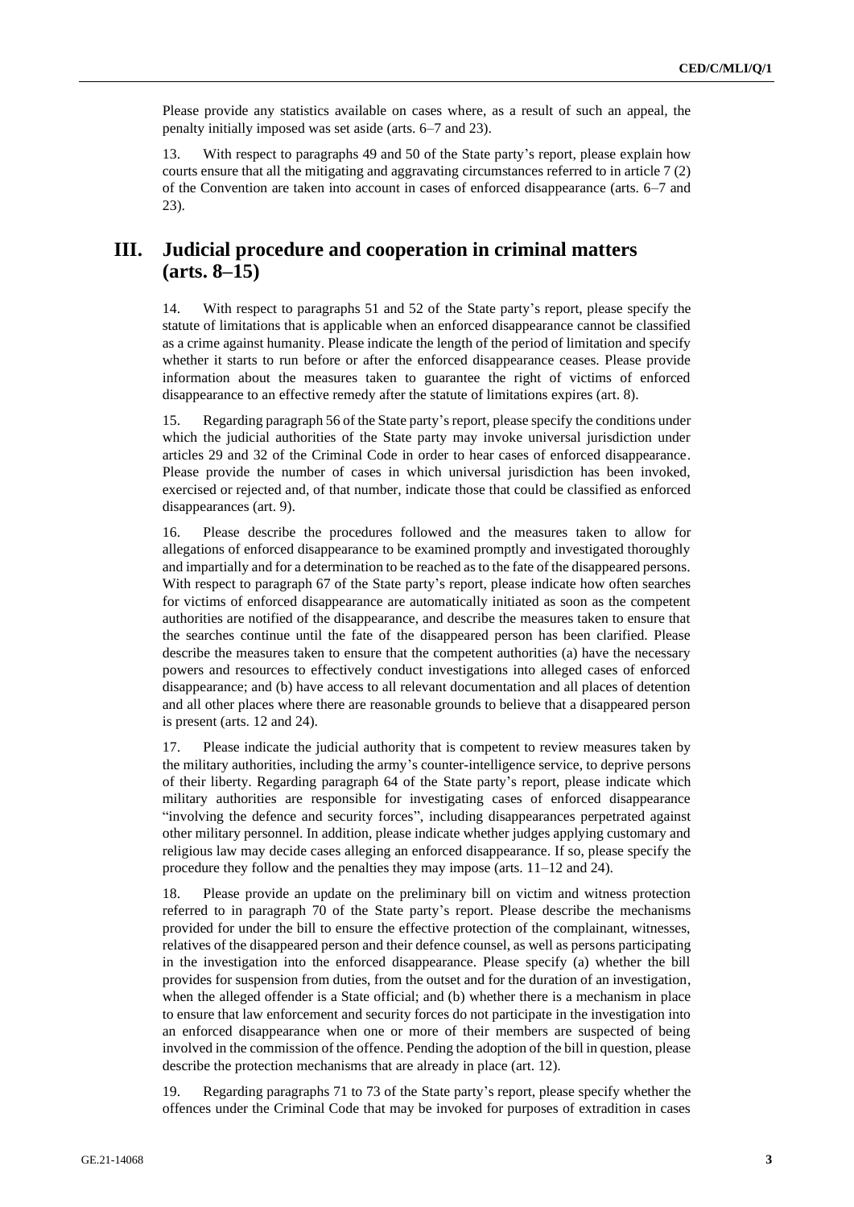Please provide any statistics available on cases where, as a result of such an appeal, the penalty initially imposed was set aside (arts. 6–7 and 23).

13. With respect to paragraphs 49 and 50 of the State party's report, please explain how courts ensure that all the mitigating and aggravating circumstances referred to in article 7 (2) of the Convention are taken into account in cases of enforced disappearance (arts. 6–7 and 23).

## III. Judicial procedure and cooperation in criminal matters (arts. 8–15)

14. With respect to paragraphs 51 and 52 of the State party's report, please specify the statute of limitations that is applicable when an enforced disappearance cannot be classified as a crime against humanity. Please indicate the length of the period of limitation and specify whether it starts to run before or after the enforced disappearance ceases. Please provide information about the measures taken to guarantee the right of victims of enforced disappearance to an effective remedy after the statute of limitations expires (art. 8).

15. Regarding paragraph 56 of the State party's report, please specify the conditions under which the judicial authorities of the State party may invoke universal jurisdiction under articles 29 and 32 of the Criminal Code in order to hear cases of enforced disappearance. Please provide the number of cases in which universal jurisdiction has been invoked, exercised or rejected and, of that number, indicate those that could be classified as enforced disappearances (art. 9).

16. Please describe the procedures followed and the measures taken to allow for allegations of enforced disappearance to be examined promptly and investigated thoroughly and impartially and for a determination to be reached as to the fate of the disappeared persons. With respect to paragraph 67 of the State party's report, please indicate how often searches for victims of enforced disappearance are automatically initiated as soon as the competent authorities are notified of the disappearance, and describe the measures taken to ensure that the searches continue until the fate of the disappeared person has been clarified. Please describe the measures taken to ensure that the competent authorities (a) have the necessary powers and resources to effectively conduct investigations into alleged cases of enforced disappearance; and (b) have access to all relevant documentation and all places of detention and all other places where there are reasonable grounds to believe that a disappeared person is present (arts. 12 and 24).

17. Please indicate the judicial authority that is competent to review measures taken by the military authorities, including the army's counter-intelligence service, to deprive persons of their liberty. Regarding paragraph 64 of the State party's report, please indicate which military authorities are responsible for investigating cases of enforced disappearance "involving the defence and security forces", including disappearances perpetrated against other military personnel. In addition, please indicate whether judges applying customary and religious law may decide cases alleging an enforced disappearance. If so, please specify the procedure they follow and the penalties they may impose (arts. 11–12 and 24).

18. Please provide an update on the preliminary bill on victim and witness protection referred to in paragraph 70 of the State party's report. Please describe the mechanisms provided for under the bill to ensure the effective protection of the complainant, witnesses, relatives of the disappeared person and their defence counsel, as well as persons participating in the investigation into the enforced disappearance. Please specify (a) whether the bill provides for suspension from duties, from the outset and for the duration of an investigation, when the alleged offender is a State official; and (b) whether there is a mechanism in place to ensure that law enforcement and security forces do not participate in the investigation into an enforced disappearance when one or more of their members are suspected of being involved in the commission of the offence. Pending the adoption of the bill in question, please describe the protection mechanisms that are already in place (art. 12).

19. Regarding paragraphs 71 to 73 of the State party's report, please specify whether the offences under the Criminal Code that may be invoked for purposes of extradition in cases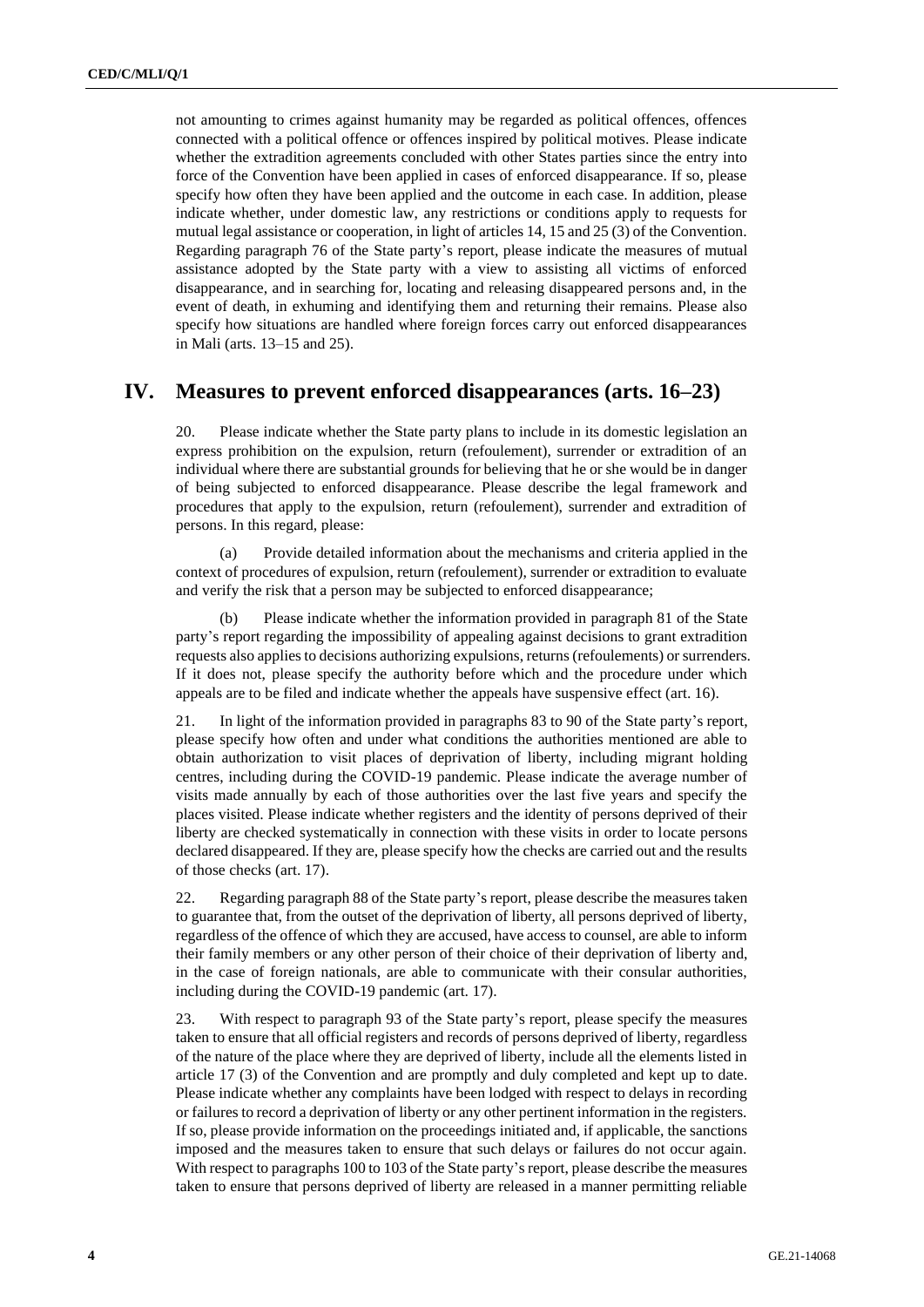not amounting to crimes against humanity may be regarded as political offences, offences connected with a political offence or offences inspired by political motives. Please indicate whether the extradition agreements concluded with other States parties since the entry into force of the Convention have been applied in cases of enforced disappearance. If so, please specify how often they have been applied and the outcome in each case. In addition, please indicate whether, under domestic law, any restrictions or conditions apply to requests for mutual legal assistance or cooperation, in light of articles 14, 15 and 25 (3) of the Convention. Regarding paragraph 76 of the State party's report, please indicate the measures of mutual assistance adopted by the State party with a view to assisting all victims of enforced disappearance, and in searching for, locating and releasing disappeared persons and, in the event of death, in exhuming and identifying them and returning their remains. Please also specify how situations are handled where foreign forces carry out enforced disappearances in Mali (arts. 13–15 and 25).

## IV. Measures to prevent enforced disappearances (arts. 16–23)

20. Please indicate whether the State party plans to include in its domestic legislation an express prohibition on the expulsion, return (refoulement), surrender or extradition of an individual where there are substantial grounds for believing that he or she would be in danger of being subjected to enforced disappearance. Please describe the legal framework and procedures that apply to the expulsion, return (refoulement), surrender and extradition of persons. In this regard, please:

(a) Provide detailed information about the mechanisms and criteria applied in the context of procedures of expulsion, return (refoulement), surrender or extradition to evaluate and verify the risk that a person may be subjected to enforced disappearance;

(b) Please indicate whether the information provided in paragraph 81 of the State party's report regarding the impossibility of appealing against decisions to grant extradition requests also applies to decisions authorizing expulsions, returns (refoulements) or surrenders. If it does not, please specify the authority before which and the procedure under which appeals are to be filed and indicate whether the appeals have suspensive effect (art. 16).

21. In light of the information provided in paragraphs 83 to 90 of the State party's report, please specify how often and under what conditions the authorities mentioned are able to obtain authorization to visit places of deprivation of liberty, including migrant holding centres, including during the COVID-19 pandemic. Please indicate the average number of visits made annually by each of those authorities over the last five years and specify the places visited. Please indicate whether registers and the identity of persons deprived of their liberty are checked systematically in connection with these visits in order to locate persons declared disappeared. If they are, please specify how the checks are carried out and the results of those checks (art. 17).

22. Regarding paragraph 88 of the State party's report, please describe the measures taken to guarantee that, from the outset of the deprivation of liberty, all persons deprived of liberty, regardless of the offence of which they are accused, have access to counsel, are able to inform their family members or any other person of their choice of their deprivation of liberty and, in the case of foreign nationals, are able to communicate with their consular authorities, including during the COVID-19 pandemic (art. 17).

23. With respect to paragraph 93 of the State party's report, please specify the measures taken to ensure that all official registers and records of persons deprived of liberty, regardless of the nature of the place where they are deprived of liberty, include all the elements listed in article 17 (3) of the Convention and are promptly and duly completed and kept up to date. Please indicate whether any complaints have been lodged with respect to delays in recording or failures to record a deprivation of liberty or any other pertinent information in the registers. If so, please provide information on the proceedings initiated and, if applicable, the sanctions imposed and the measures taken to ensure that such delays or failures do not occur again. With respect to paragraphs 100 to 103 of the State party's report, please describe the measures taken to ensure that persons deprived of liberty are released in a manner permitting reliable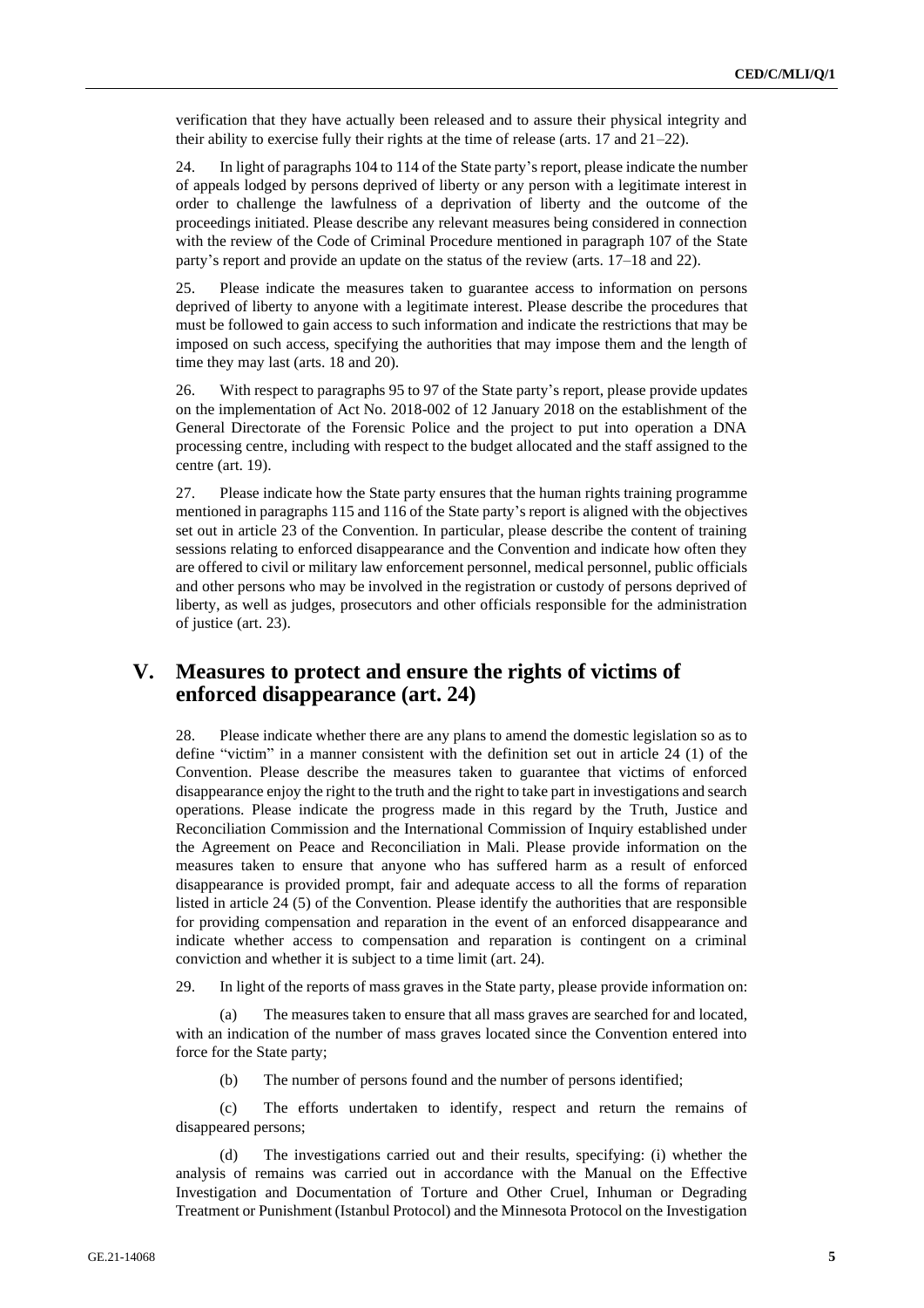verification that they have actually been released and to assure their physical integrity and their ability to exercise fully their rights at the time of release (arts. 17 and 21–22).

24. In light of paragraphs 104 to 114 of the State party's report, please indicate the number of appeals lodged by persons deprived of liberty or any person with a legitimate interest in order to challenge the lawfulness of a deprivation of liberty and the outcome of the proceedings initiated. Please describe any relevant measures being considered in connection with the review of the Code of Criminal Procedure mentioned in paragraph 107 of the State party's report and provide an update on the status of the review (arts. 17–18 and 22).

25. Please indicate the measures taken to guarantee access to information on persons deprived of liberty to anyone with a legitimate interest. Please describe the procedures that must be followed to gain access to such information and indicate the restrictions that may be imposed on such access, specifying the authorities that may impose them and the length of time they may last (arts. 18 and 20).

26. With respect to paragraphs 95 to 97 of the State party's report, please provide updates on the implementation of Act No. 2018-002 of 12 January 2018 on the establishment of the General Directorate of the Forensic Police and the project to put into operation a DNA processing centre, including with respect to the budget allocated and the staff assigned to the centre (art. 19).

27. Please indicate how the State party ensures that the human rights training programme mentioned in paragraphs 115 and 116 of the State party's report is aligned with the objectives set out in article 23 of the Convention. In particular, please describe the content of training sessions relating to enforced disappearance and the Convention and indicate how often they are offered to civil or military law enforcement personnel, medical personnel, public officials and other persons who may be involved in the registration or custody of persons deprived of liberty, as well as judges, prosecutors and other officials responsible for the administration of justice (art. 23).

## V. Measures to protect and ensure the rights of victims of enforced disappearance (art. 24)

28. Please indicate whether there are any plans to amend the domestic legislation so as to define "victim" in a manner consistent with the definition set out in article 24 (1) of the Convention. Please describe the measures taken to guarantee that victims of enforced disappearance enjoy the right to the truth and the right to take part in investigations and search operations. Please indicate the progress made in this regard by the Truth, Justice and Reconciliation Commission and the International Commission of Inquiry established under the Agreement on Peace and Reconciliation in Mali. Please provide information on the measures taken to ensure that anyone who has suffered harm as a result of enforced disappearance is provided prompt, fair and adequate access to all the forms of reparation listed in article 24 (5) of the Convention. Please identify the authorities that are responsible for providing compensation and reparation in the event of an enforced disappearance and indicate whether access to compensation and reparation is contingent on a criminal conviction and whether it is subject to a time limit (art. 24).

29. In light of the reports of mass graves in the State party, please provide information on:

(a) The measures taken to ensure that all mass graves are searched for and located, with an indication of the number of mass graves located since the Convention entered into force for the State party;

(b) The number of persons found and the number of persons identified;

(c) The efforts undertaken to identify, respect and return the remains of disappeared persons;

(d) The investigations carried out and their results, specifying: (i) whether the analysis of remains was carried out in accordance with the Manual on the Effective Investigation and Documentation of Torture and Other Cruel, Inhuman or Degrading Treatment or Punishment (Istanbul Protocol) and the Minnesota Protocol on the Investigation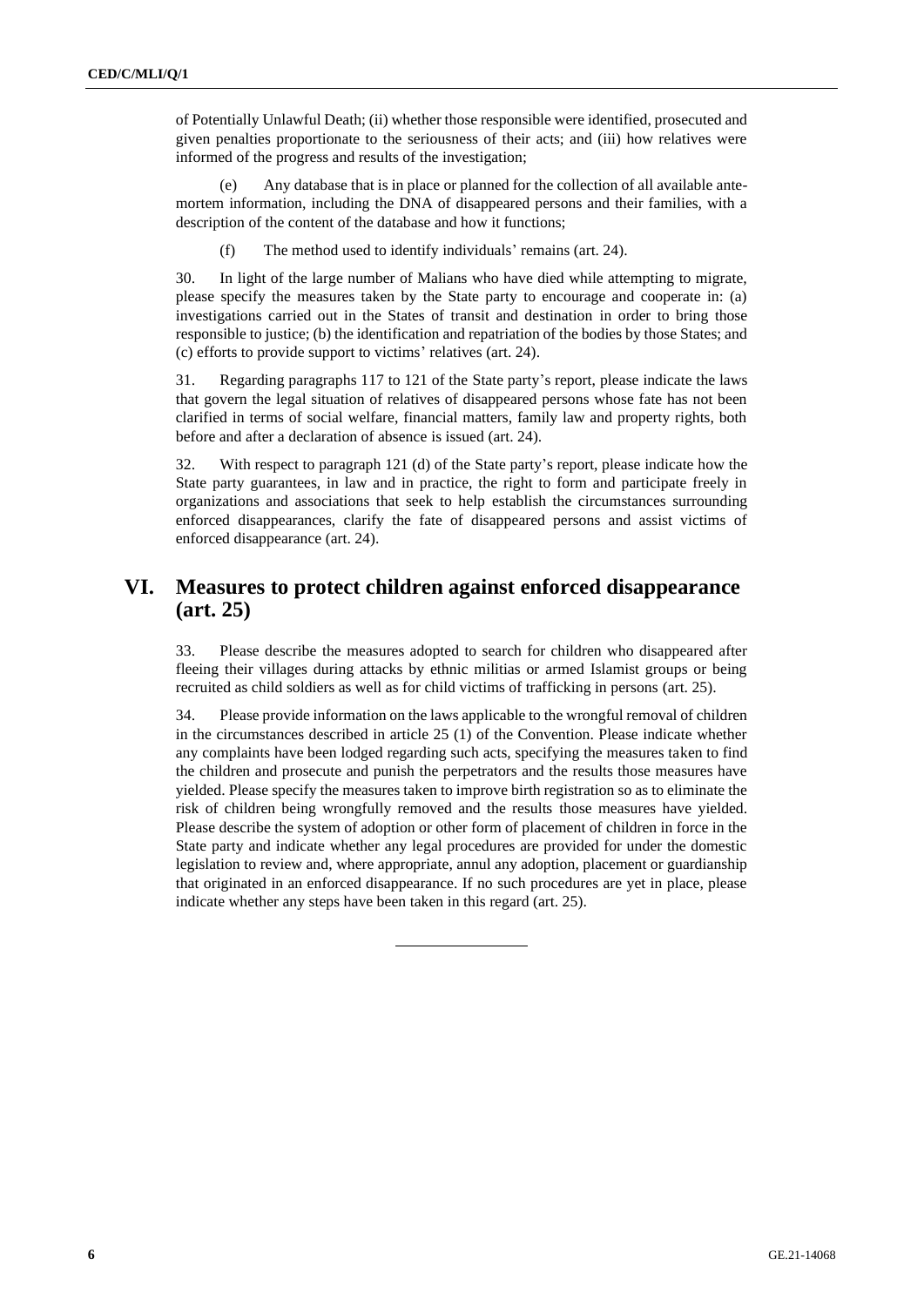of Potentially Unlawful Death; (ii) whether those responsible were identified, prosecuted and given penalties proportionate to the seriousness of their acts; and (iii) how relatives were informed of the progress and results of the investigation;

(e) Any database that is in place or planned for the collection of all available ante-mortem information, including the DNA of disappeared persons and their families, with a description of the content of the database and how it functions;

(f) The method used to identify individuals' remains (art. 24).

30. In light of the large number of Malians who have died while attempting to migrate, please specify the measures taken by the State party to encourage and cooperate in: (a) investigations carried out in the States of transit and destination in order to bring those responsible to justice; (b) the identification and repatriation of the bodies by those States; and (c) efforts to provide support to victims' relatives (art. 24).

31. Regarding paragraphs 117 to 121 of the State party's report, please indicate the laws that govern the legal situation of relatives of disappeared persons whose fate has not been clarified in terms of social welfare, financial matters, family law and property rights, both before and after a declaration of absence is issued (art. 24).

32. With respect to paragraph 121 (d) of the State party's report, please indicate how the State party guarantees, in law and in practice, the right to form and participate freely in organizations and associations that seek to help establish the circumstances surrounding enforced disappearances, clarify the fate of disappeared persons and assist victims of enforced disappearance (art. 24).

## VI. Measures to protect children against enforced disappearance (art. 25)

33. Please describe the measures adopted to search for children who disappeared after fleeing their villages during attacks by ethnic militias or armed Islamist groups or being recruited as child soldiers as well as for child victims of trafficking in persons (art. 25).

34. Please provide information on the laws applicable to the wrongful removal of children in the circumstances described in article 25 (1) of the Convention. Please indicate whether any complaints have been lodged regarding such acts, specifying the measures taken to find the children and prosecute and punish the perpetrators and the results those measures have yielded. Please specify the measures taken to improve birth registration so as to eliminate the risk of children being wrongfully removed and the results those measures have yielded. Please describe the system of adoption or other form of placement of children in force in the State party and indicate whether any legal procedures are provided for under the domestic legislation to review and, where appropriate, annul any adoption, placement or guardianship that originated in an enforced disappearance. If no such procedures are yet in place, please indicate whether any steps have been taken in this regard (art. 25).